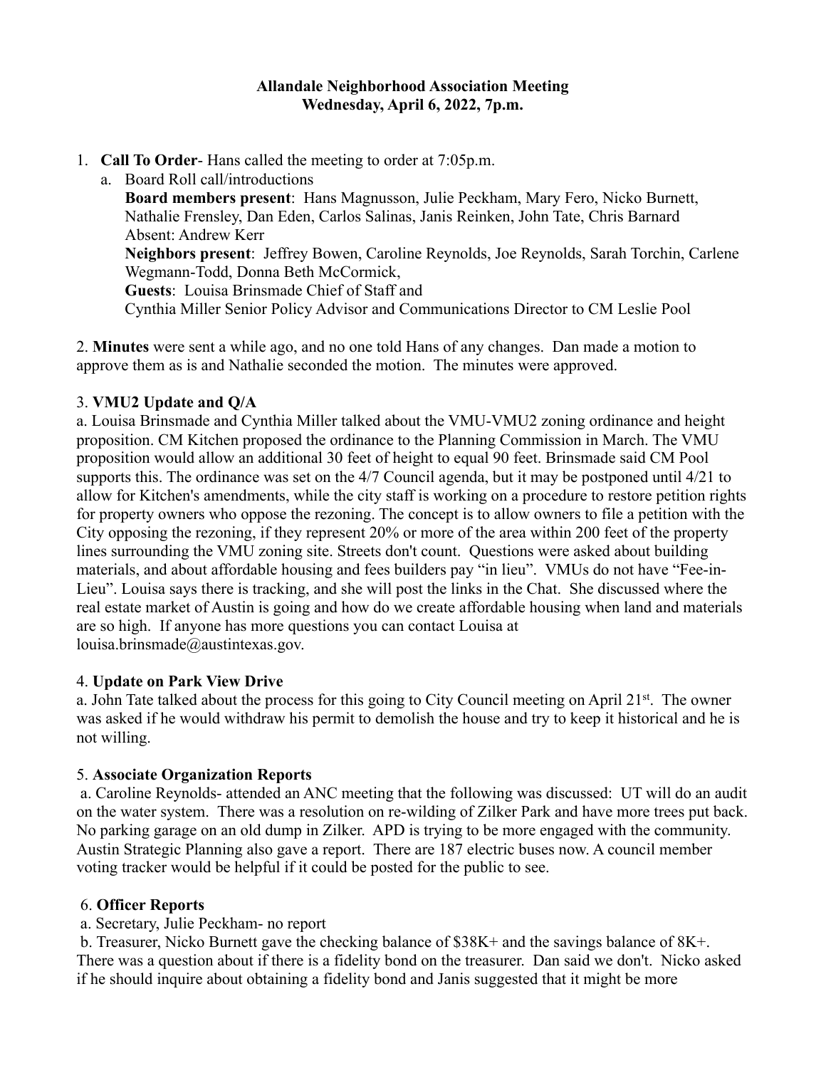**Allandale Neighborhood Association Meeting**
**Wednesday, April 6, 2022, 7p.m.**

1. **Call To Order**- Hans called the meeting to order at 7:05p.m.
   a. Board Roll call/introductions
   **Board members present**: Hans Magnusson, Julie Peckham, Mary Fero, Nicko Burnett, Nathalie Frensley, Dan Eden, Carlos Salinas, Janis Reinken, John Tate, Chris Barnard
   Absent: Andrew Kerr
   **Neighbors present**: Jeffrey Bowen, Caroline Reynolds, Joe Reynolds, Sarah Torchin, Carlene Wegmann-Todd, Donna Beth McCormick,
   **Guests**: Louisa Brinsmade Chief of Staff and
   Cynthia Miller Senior Policy Advisor and Communications Director to CM Leslie Pool

2. **Minutes** were sent a while ago, and no one told Hans of any changes. Dan made a motion to approve them as is and Nathalie seconded the motion. The minutes were approved.

3. **VMU2 Update and Q/A**
a. Louisa Brinsmade and Cynthia Miller talked about the VMU-VMU2 zoning ordinance and height proposition. CM Kitchen proposed the ordinance to the Planning Commission in March. The VMU proposition would allow an additional 30 feet of height to equal 90 feet. Brinsmade said CM Pool supports this. The ordinance was set on the 4/7 Council agenda, but it may be postponed until 4/21 to allow for Kitchen's amendments, while the city staff is working on a procedure to restore petition rights for property owners who oppose the rezoning. The concept is to allow owners to file a petition with the City opposing the rezoning, if they represent 20% or more of the area within 200 feet of the property lines surrounding the VMU zoning site. Streets don't count. Questions were asked about building materials, and about affordable housing and fees builders pay "in lieu". VMUs do not have "Fee-in-Lieu". Louisa says there is tracking, and she will post the links in the Chat. She discussed where the real estate market of Austin is going and how do we create affordable housing when land and materials are so high. If anyone has more questions you can contact Louisa at louisa.brinsmade@austintexas.gov.

4. **Update on Park View Drive**
a. John Tate talked about the process for this going to City Council meeting on April 21st. The owner was asked if he would withdraw his permit to demolish the house and try to keep it historical and he is not willing.

5. **Associate Organization Reports**
a. Caroline Reynolds- attended an ANC meeting that the following was discussed: UT will do an audit on the water system. There was a resolution on re-wilding of Zilker Park and have more trees put back. No parking garage on an old dump in Zilker. APD is trying to be more engaged with the community. Austin Strategic Planning also gave a report. There are 187 electric buses now. A council member voting tracker would be helpful if it could be posted for the public to see.

6. **Officer Reports**
a. Secretary, Julie Peckham- no report
b. Treasurer, Nicko Burnett gave the checking balance of $38K+ and the savings balance of 8K+. There was a question about if there is a fidelity bond on the treasurer. Dan said we don't. Nicko asked if he should inquire about obtaining a fidelity bond and Janis suggested that it might be more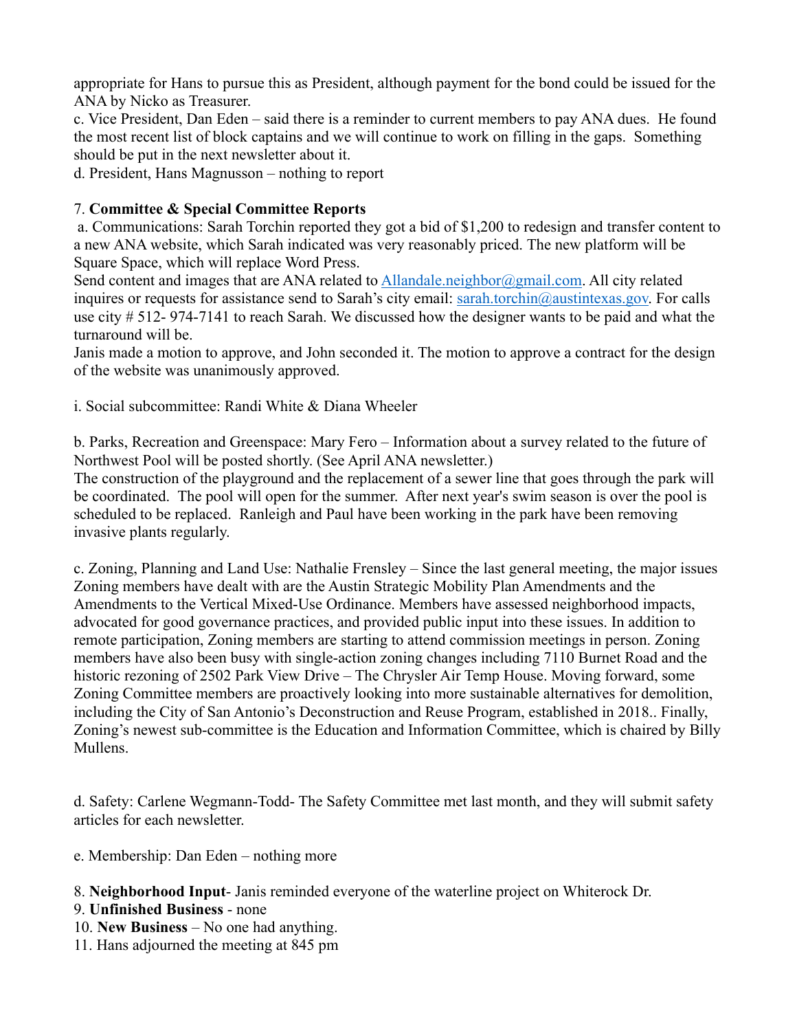appropriate for Hans to pursue this as President, although payment for the bond could be issued for the ANA by Nicko as Treasurer.

c. Vice President, Dan Eden – said there is a reminder to current members to pay ANA dues. He found the most recent list of block captains and we will continue to work on filling in the gaps. Something should be put in the next newsletter about it.

d. President, Hans Magnusson – nothing to report

7. **Committee & Special Committee Reports**

a. Communications: Sarah Torchin reported they got a bid of $1,200 to redesign and transfer content to a new ANA website, which Sarah indicated was very reasonably priced. The new platform will be Square Space, which will replace Word Press.

Send content and images that are ANA related to [Allandale.neighbor@gmail.com](mailto:Allandale.neighbor@gmail.com). All city related inquires or requests for assistance send to Sarah's city email: [sarah.torchin@austintexas.gov](mailto:sarah.torchin@austintexas.gov). For calls use city # 512- 974-7141 to reach Sarah. We discussed how the designer wants to be paid and what the turnaround will be.

Janis made a motion to approve, and John seconded it. The motion to approve a contract for the design of the website was unanimously approved.

i. Social subcommittee: Randi White & Diana Wheeler

b. Parks, Recreation and Greenspace: Mary Fero – Information about a survey related to the future of Northwest Pool will be posted shortly. (See April ANA newsletter.)

The construction of the playground and the replacement of a sewer line that goes through the park will be coordinated. The pool will open for the summer. After next year's swim season is over the pool is scheduled to be replaced. Ranleigh and Paul have been working in the park have been removing invasive plants regularly.

c. Zoning, Planning and Land Use: Nathalie Frensley – Since the last general meeting, the major issues Zoning members have dealt with are the Austin Strategic Mobility Plan Amendments and the Amendments to the Vertical Mixed-Use Ordinance. Members have assessed neighborhood impacts, advocated for good governance practices, and provided public input into these issues. In addition to remote participation, Zoning members are starting to attend commission meetings in person. Zoning members have also been busy with single-action zoning changes including 7110 Burnet Road and the historic rezoning of 2502 Park View Drive – The Chrysler Air Temp House. Moving forward, some Zoning Committee members are proactively looking into more sustainable alternatives for demolition, including the City of San Antonio's Deconstruction and Reuse Program, established in 2018.. Finally, Zoning's newest sub-committee is the Education and Information Committee, which is chaired by Billy Mullens.

d. Safety: Carlene Wegmann-Todd- The Safety Committee met last month, and they will submit safety articles for each newsletter.

e. Membership: Dan Eden – nothing more

8. **Neighborhood Input**- Janis reminded everyone of the waterline project on Whiterock Dr.
9. **Unfinished Business** - none
10. **New Business** – No one had anything.
11. Hans adjourned the meeting at 845 pm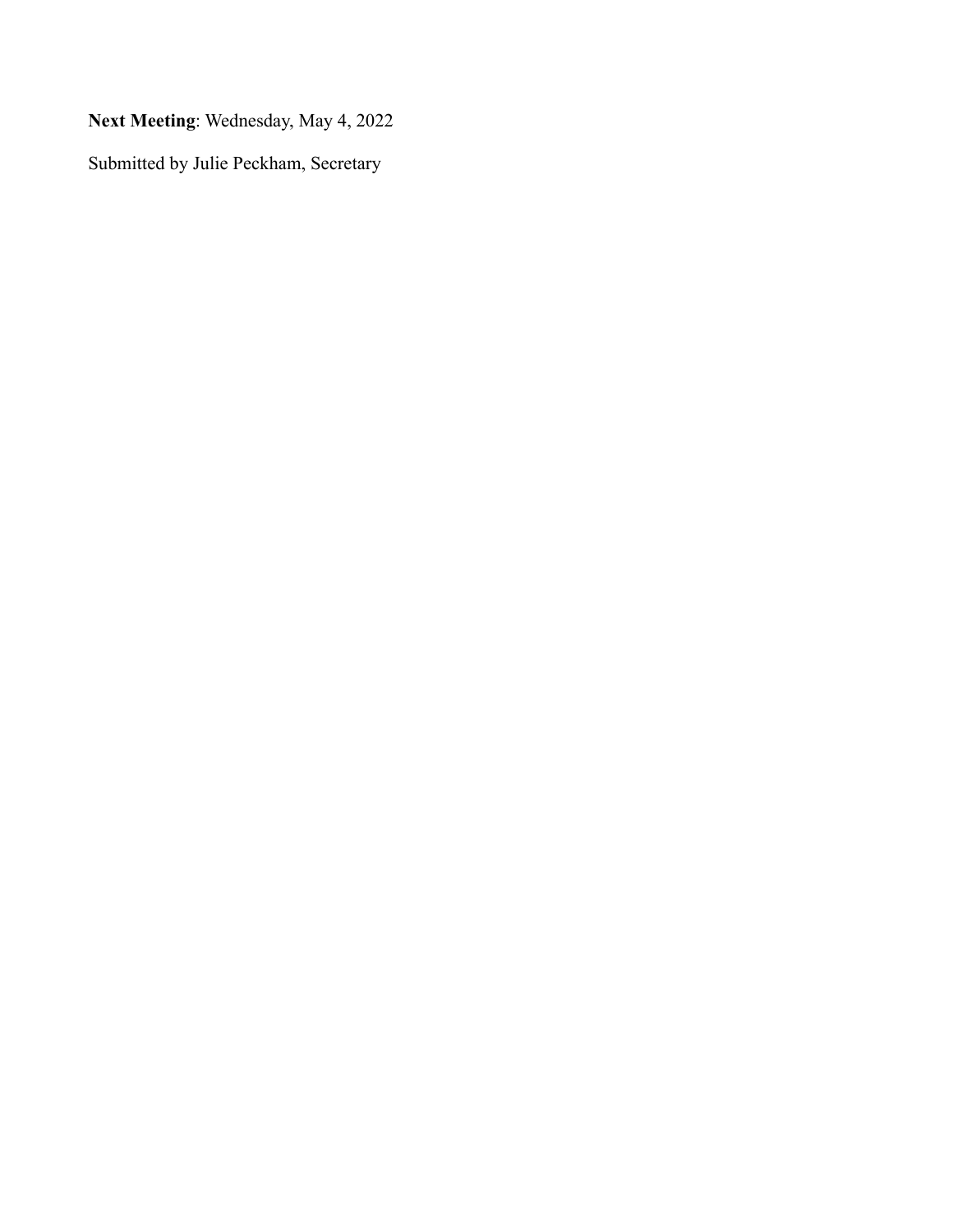**Next Meeting**: Wednesday, May 4, 2022

Submitted by Julie Peckham, Secretary